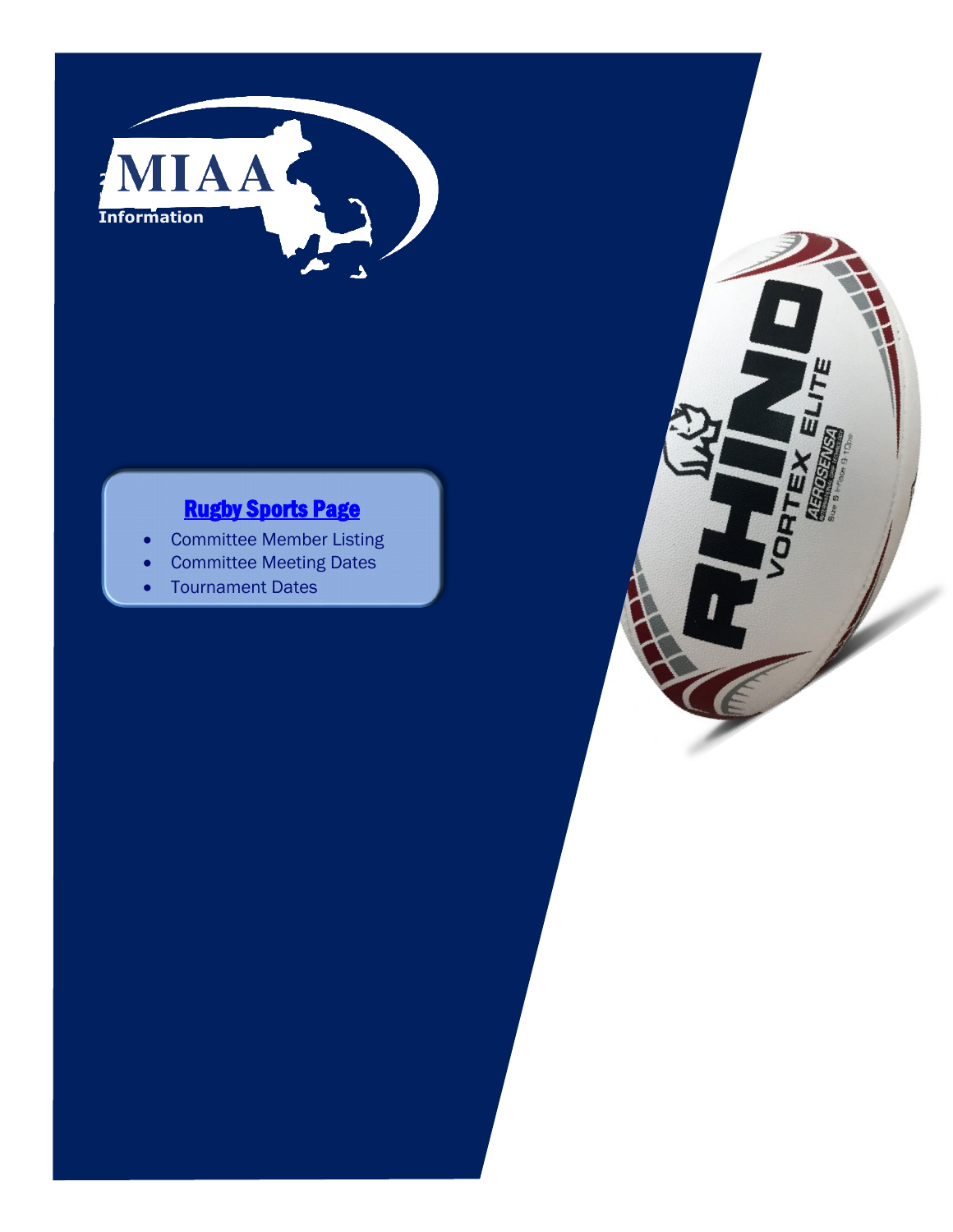MIAA

Information

**Rugby Sports Page**

- Committee Member Listing
- Committee Meeting Dates
- Tournament Dates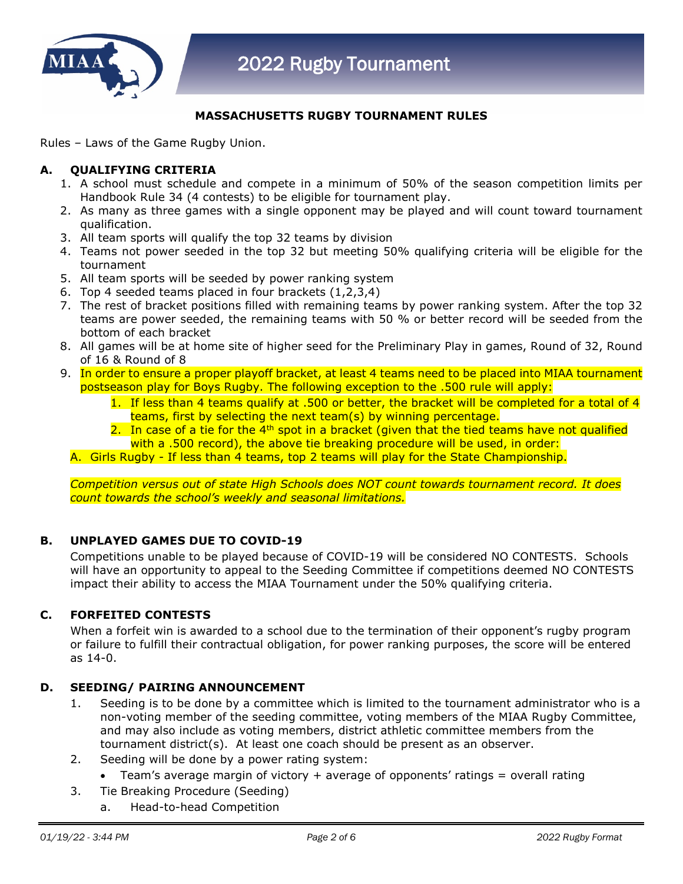# 2022 Rugby Tournament

**MASSACHUSETTS RUGBY TOURNAMENT RULES**

Rules – Laws of the Game Rugby Union.

## A. QUALIFYING CRITERIA

1. A school must schedule and compete in a minimum of 50% of the season competition limits per Handbook Rule 34 (4 contests) to be eligible for tournament play.
2. As many as three games with a single opponent may be played and will count toward tournament qualification.
3. All team sports will qualify the top 32 teams by division
4. Teams not power seeded in the top 32 but meeting 50% qualifying criteria will be eligible for the tournament
5. All team sports will be seeded by power ranking system
6. Top 4 seeded teams placed in four brackets (1,2,3,4)
7. The rest of bracket positions filled with remaining teams by power ranking system. After the top 32 teams are power seeded, the remaining teams with 50 % or better record will be seeded from the bottom of each bracket
8. All games will be at home site of higher seed for the Preliminary Play in games, Round of 32, Round of 16 & Round of 8
9. In order to ensure a proper playoff bracket, at least 4 teams need to be placed into MIAA tournament postseason play for Boys Rugby. The following exception to the .500 rule will apply:
    1. If less than 4 teams qualify at .500 or better, the bracket will be completed for a total of 4 teams, first by selecting the next team(s) by winning percentage.
    2. In case of a tie for the 4th spot in a bracket (given that the tied teams have not qualified with a .500 record), the above tie breaking procedure will be used, in order:

A. Girls Rugby - If less than 4 teams, top 2 teams will play for the State Championship.

*Competition versus out of state High Schools does NOT count towards tournament record. It does count towards the school's weekly and seasonal limitations.*

## B. UNPLAYED GAMES DUE TO COVID-19

Competitions unable to be played because of COVID-19 will be considered NO CONTESTS. Schools will have an opportunity to appeal to the Seeding Committee if competitions deemed NO CONTESTS impact their ability to access the MIAA Tournament under the 50% qualifying criteria.

## C. FORFEITED CONTESTS

When a forfeit win is awarded to a school due to the termination of their opponent's rugby program or failure to fulfill their contractual obligation, for power ranking purposes, the score will be entered as 14-0.

## D. SEEDING/ PAIRING ANNOUNCEMENT

1. Seeding is to be done by a committee which is limited to the tournament administrator who is a non-voting member of the seeding committee, voting members of the MIAA Rugby Committee, and may also include as voting members, district athletic committee members from the tournament district(s). At least one coach should be present as an observer.
2. Seeding will be done by a power rating system:
    - Team's average margin of victory + average of opponents' ratings = overall rating
3. Tie Breaking Procedure (Seeding)
    a. Head-to-head Competition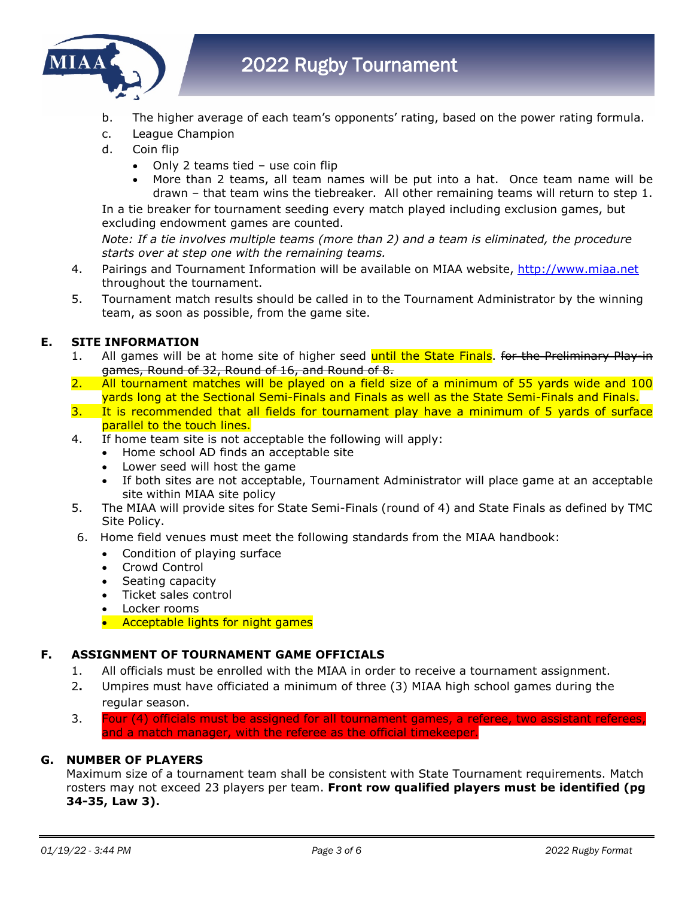b. The higher average of each team's opponents' rating, based on the power rating formula.
c. League Champion
d. Coin flip
   - Only 2 teams tied – use coin flip
   - More than 2 teams, all team names will be put into a hat. Once team name will be drawn – that team wins the tiebreaker. All other remaining teams will return to step 1.

In a tie breaker for tournament seeding every match played including exclusion games, but excluding endowment games are counted.

*Note: If a tie involves multiple teams (more than 2) and a team is eliminated, the procedure starts over at step one with the remaining teams.*

4. Pairings and Tournament Information will be available on MIAA website, http://www.miaa.net throughout the tournament.
5. Tournament match results should be called in to the Tournament Administrator by the winning team, as soon as possible, from the game site.

## E. SITE INFORMATION

1. All games will be at home site of higher seed until the State Finals. ~~for the Preliminary Play-in games, Round of 32, Round of 16, and Round of 8.~~
2. All tournament matches will be played on a field size of a minimum of 55 yards wide and 100 yards long at the Sectional Semi-Finals and Finals as well as the State Semi-Finals and Finals.
3. It is recommended that all fields for tournament play have a minimum of 5 yards of surface parallel to the touch lines.
4. If home team site is not acceptable the following will apply:
   - Home school AD finds an acceptable site
   - Lower seed will host the game
   - If both sites are not acceptable, Tournament Administrator will place game at an acceptable site within MIAA site policy
5. The MIAA will provide sites for State Semi-Finals (round of 4) and State Finals as defined by TMC Site Policy.
6. Home field venues must meet the following standards from the MIAA handbook:
   - Condition of playing surface
   - Crowd Control
   - Seating capacity
   - Ticket sales control
   - Locker rooms
   - Acceptable lights for night games

## F. ASSIGNMENT OF TOURNAMENT GAME OFFICIALS

1. All officials must be enrolled with the MIAA in order to receive a tournament assignment.
2. Umpires must have officiated a minimum of three (3) MIAA high school games during the regular season.
3. Four (4) officials must be assigned for all tournament games, a referee, two assistant referees, and a match manager, with the referee as the official timekeeper.

## G. NUMBER OF PLAYERS

Maximum size of a tournament team shall be consistent with State Tournament requirements. Match rosters may not exceed 23 players per team. **Front row qualified players must be identified (pg 34-35, Law 3).**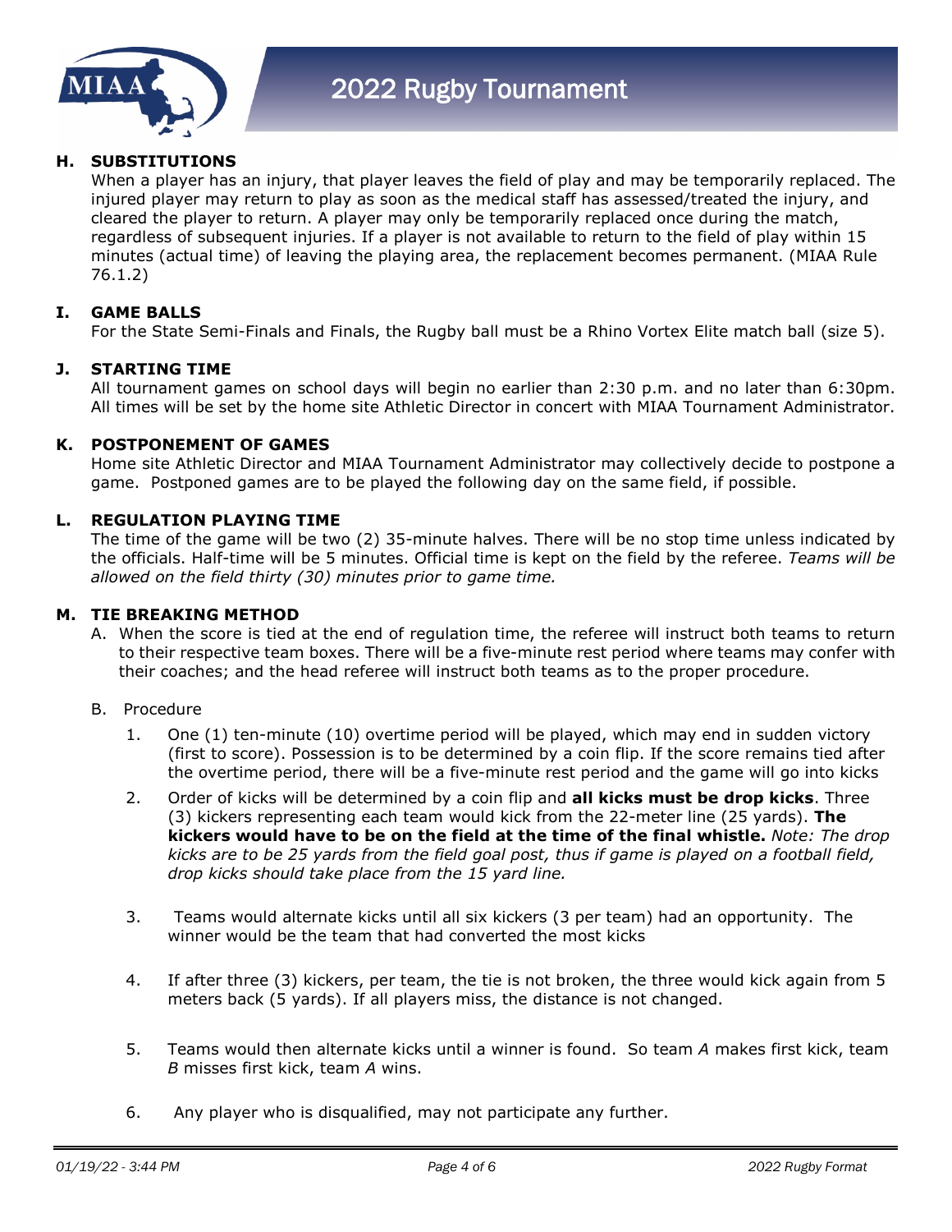### H. SUBSTITUTIONS

When a player has an injury, that player leaves the field of play and may be temporarily replaced. The injured player may return to play as soon as the medical staff has assessed/treated the injury, and cleared the player to return. A player may only be temporarily replaced once during the match, regardless of subsequent injuries. If a player is not available to return to the field of play within 15 minutes (actual time) of leaving the playing area, the replacement becomes permanent. (MIAA Rule 76.1.2)

### I. GAME BALLS

For the State Semi-Finals and Finals, the Rugby ball must be a Rhino Vortex Elite match ball (size 5).

### J. STARTING TIME

All tournament games on school days will begin no earlier than 2:30 p.m. and no later than 6:30pm. All times will be set by the home site Athletic Director in concert with MIAA Tournament Administrator.

### K. POSTPONEMENT OF GAMES

Home site Athletic Director and MIAA Tournament Administrator may collectively decide to postpone a game. Postponed games are to be played the following day on the same field, if possible.

### L. REGULATION PLAYING TIME

The time of the game will be two (2) 35-minute halves. There will be no stop time unless indicated by the officials. Half-time will be 5 minutes. Official time is kept on the field by the referee. *Teams will be allowed on the field thirty (30) minutes prior to game time.*

### M. TIE BREAKING METHOD

A. When the score is tied at the end of regulation time, the referee will instruct both teams to return to their respective team boxes. There will be a five-minute rest period where teams may confer with their coaches; and the head referee will instruct both teams as to the proper procedure.

B. Procedure

1. One (1) ten-minute (10) overtime period will be played, which may end in sudden victory (first to score). Possession is to be determined by a coin flip. If the score remains tied after the overtime period, there will be a five-minute rest period and the game will go into kicks

2. Order of kicks will be determined by a coin flip and **all kicks must be drop kicks**. Three (3) kickers representing each team would kick from the 22-meter line (25 yards). **The kickers would have to be on the field at the time of the final whistle.** *Note: The drop kicks are to be 25 yards from the field goal post, thus if game is played on a football field, drop kicks should take place from the 15 yard line.*

3. Teams would alternate kicks until all six kickers (3 per team) had an opportunity. The winner would be the team that had converted the most kicks

4. If after three (3) kickers, per team, the tie is not broken, the three would kick again from 5 meters back (5 yards). If all players miss, the distance is not changed.

5. Teams would then alternate kicks until a winner is found. So team *A* makes first kick, team *B* misses first kick, team *A* wins.

6. Any player who is disqualified, may not participate any further.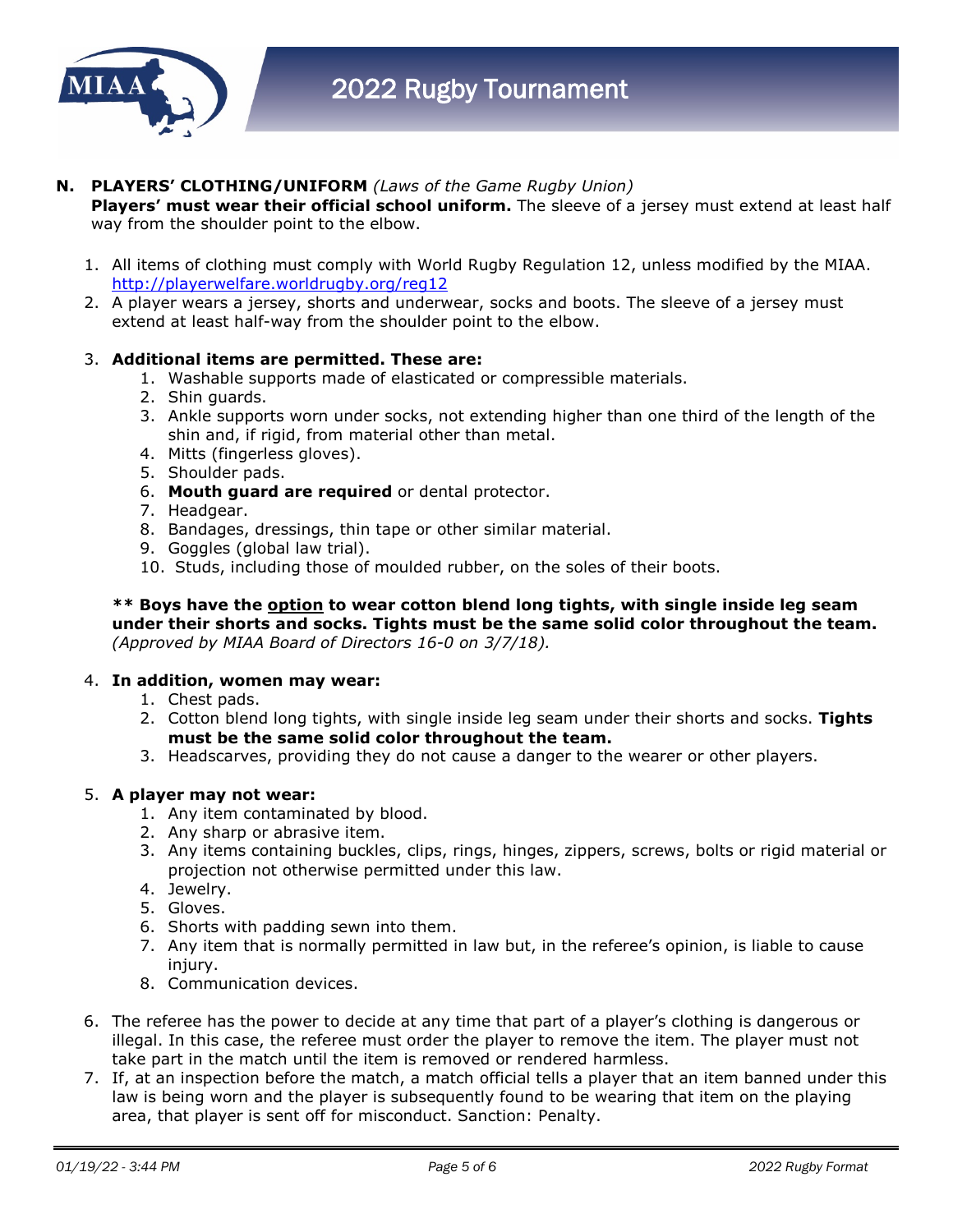**N. PLAYERS' CLOTHING/UNIFORM** *(Laws of the Game Rugby Union)*

**Players' must wear their official school uniform.** The sleeve of a jersey must extend at least half way from the shoulder point to the elbow.

1. All items of clothing must comply with World Rugby Regulation 12, unless modified by the MIAA. http://playerwelfare.worldrugby.org/reg12
2. A player wears a jersey, shorts and underwear, socks and boots. The sleeve of a jersey must extend at least half-way from the shoulder point to the elbow.
3. **Additional items are permitted. These are:**
   1. Washable supports made of elasticated or compressible materials.
   2. Shin guards.
   3. Ankle supports worn under socks, not extending higher than one third of the length of the shin and, if rigid, from material other than metal.
   4. Mitts (fingerless gloves).
   5. Shoulder pads.
   6. **Mouth guard are required** or dental protector.
   7. Headgear.
   8. Bandages, dressings, thin tape or other similar material.
   9. Goggles (global law trial).
   10. Studs, including those of moulded rubber, on the soles of their boots.

   **\*\* Boys have the <u>option</u> to wear cotton blend long tights, with single inside leg seam under their shorts and socks. Tights must be the same solid color throughout the team.** *(Approved by MIAA Board of Directors 16-0 on 3/7/18).*

4. **In addition, women may wear:**
   1. Chest pads.
   2. Cotton blend long tights, with single inside leg seam under their shorts and socks. **Tights must be the same solid color throughout the team.**
   3. Headscarves, providing they do not cause a danger to the wearer or other players.
5. **A player may not wear:**
   1. Any item contaminated by blood.
   2. Any sharp or abrasive item.
   3. Any items containing buckles, clips, rings, hinges, zippers, screws, bolts or rigid material or projection not otherwise permitted under this law.
   4. Jewelry.
   5. Gloves.
   6. Shorts with padding sewn into them.
   7. Any item that is normally permitted in law but, in the referee's opinion, is liable to cause injury.
   8. Communication devices.
6. The referee has the power to decide at any time that part of a player's clothing is dangerous or illegal. In this case, the referee must order the player to remove the item. The player must not take part in the match until the item is removed or rendered harmless.
7. If, at an inspection before the match, a match official tells a player that an item banned under this law is being worn and the player is subsequently found to be wearing that item on the playing area, that player is sent off for misconduct. Sanction: Penalty.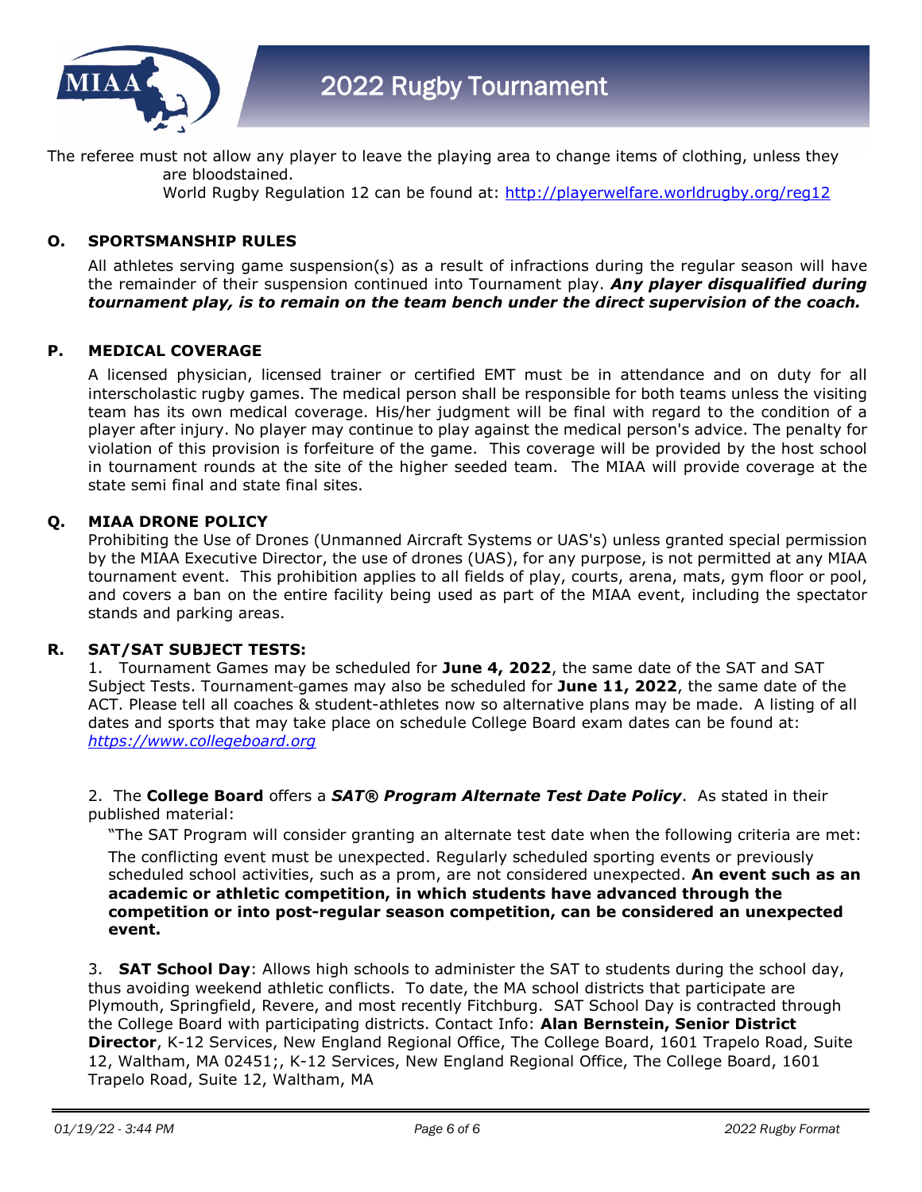The referee must not allow any player to leave the playing area to change items of clothing, unless they are bloodstained.

World Rugby Regulation 12 can be found at: http://playerwelfare.worldrugby.org/reg12

### O. SPORTSMANSHIP RULES

All athletes serving game suspension(s) as a result of infractions during the regular season will have the remainder of their suspension continued into Tournament play. ***Any player disqualified during tournament play, is to remain on the team bench under the direct supervision of the coach.***

### P. MEDICAL COVERAGE

A licensed physician, licensed trainer or certified EMT must be in attendance and on duty for all interscholastic rugby games. The medical person shall be responsible for both teams unless the visiting team has its own medical coverage. His/her judgment will be final with regard to the condition of a player after injury. No player may continue to play against the medical person's advice. The penalty for violation of this provision is forfeiture of the game. This coverage will be provided by the host school in tournament rounds at the site of the higher seeded team. The MIAA will provide coverage at the state semi final and state final sites.

### Q. MIAA DRONE POLICY

Prohibiting the Use of Drones (Unmanned Aircraft Systems or UAS's) unless granted special permission by the MIAA Executive Director, the use of drones (UAS), for any purpose, is not permitted at any MIAA tournament event. This prohibition applies to all fields of play, courts, arena, mats, gym floor or pool, and covers a ban on the entire facility being used as part of the MIAA event, including the spectator stands and parking areas.

### R. SAT/SAT SUBJECT TESTS:

1. Tournament Games may be scheduled for **June 4, 2022**, the same date of the SAT and SAT Subject Tests. Tournament games may also be scheduled for **June 11, 2022**, the same date of the ACT. Please tell all coaches & student-athletes now so alternative plans may be made. A listing of all dates and sports that may take place on schedule College Board exam dates can be found at: *https://www.collegeboard.org*

2. The **College Board** offers a ***SAT® Program Alternate Test Date Policy***. As stated in their published material:

"The SAT Program will consider granting an alternate test date when the following criteria are met: The conflicting event must be unexpected. Regularly scheduled sporting events or previously scheduled school activities, such as a prom, are not considered unexpected. **An event such as an academic or athletic competition, in which students have advanced through the competition or into post-regular season competition, can be considered an unexpected event.**

3. **SAT School Day**: Allows high schools to administer the SAT to students during the school day, thus avoiding weekend athletic conflicts. To date, the MA school districts that participate are Plymouth, Springfield, Revere, and most recently Fitchburg. SAT School Day is contracted through the College Board with participating districts. Contact Info: **Alan Bernstein, Senior District Director**, K-12 Services, New England Regional Office, The College Board, 1601 Trapelo Road, Suite 12, Waltham, MA 02451;, K-12 Services, New England Regional Office, The College Board, 1601 Trapelo Road, Suite 12, Waltham, MA